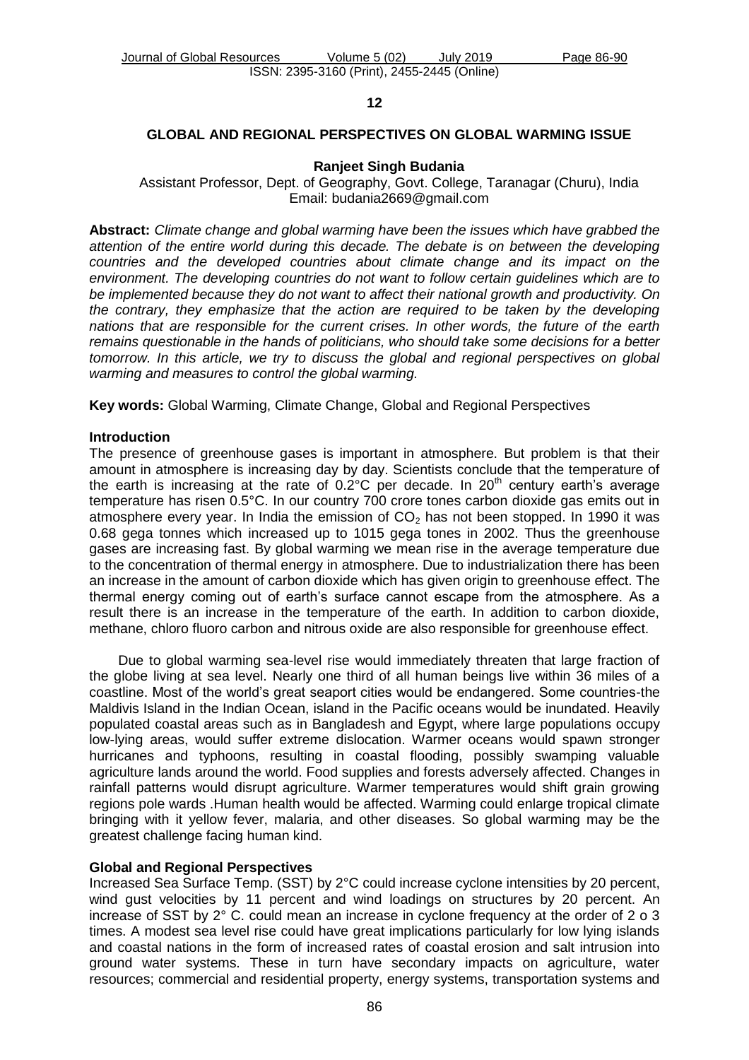12

# GLOBAL AND REGIONAL PERSPECTIVES ON GLOBAL WARMING ISSUE

**Ranjeet Singh Budania**

Assistant Professor, Dept. of Geography, Govt. College, Taranagar (Churu), India
Email: budania2669@gmail.com

**Abstract:** *Climate change and global warming have been the issues which have grabbed the attention of the entire world during this decade. The debate is on between the developing countries and the developed countries about climate change and its impact on the environment. The developing countries do not want to follow certain guidelines which are to be implemented because they do not want to affect their national growth and productivity. On the contrary, they emphasize that the action are required to be taken by the developing nations that are responsible for the current crises. In other words, the future of the earth remains questionable in the hands of politicians, who should take some decisions for a better tomorrow. In this article, we try to discuss the global and regional perspectives on global warming and measures to control the global warming.*

**Key words:** Global Warming, Climate Change, Global and Regional Perspectives

## Introduction

The presence of greenhouse gases is important in atmosphere. But problem is that their amount in atmosphere is increasing day by day. Scientists conclude that the temperature of the earth is increasing at the rate of 0.2°C per decade. In 20th century earth's average temperature has risen 0.5°C. In our country 700 crore tones carbon dioxide gas emits out in atmosphere every year. In India the emission of $CO_2$ has not been stopped. In 1990 it was 0.68 gega tonnes which increased up to 1015 gega tones in 2002. Thus the greenhouse gases are increasing fast. By global warming we mean rise in the average temperature due to the concentration of thermal energy in atmosphere. Due to industrialization there has been an increase in the amount of carbon dioxide which has given origin to greenhouse effect. The thermal energy coming out of earth's surface cannot escape from the atmosphere. As a result there is an increase in the temperature of the earth. In addition to carbon dioxide, methane, chloro fluoro carbon and nitrous oxide are also responsible for greenhouse effect.

Due to global warming sea-level rise would immediately threaten that large fraction of the globe living at sea level. Nearly one third of all human beings live within 36 miles of a coastline. Most of the world's great seaport cities would be endangered. Some countries-the Maldivis Island in the Indian Ocean, island in the Pacific oceans would be inundated. Heavily populated coastal areas such as in Bangladesh and Egypt, where large populations occupy low-lying areas, would suffer extreme dislocation. Warmer oceans would spawn stronger hurricanes and typhoons, resulting in coastal flooding, possibly swamping valuable agriculture lands around the world. Food supplies and forests adversely affected. Changes in rainfall patterns would disrupt agriculture. Warmer temperatures would shift grain growing regions pole wards .Human health would be affected. Warming could enlarge tropical climate bringing with it yellow fever, malaria, and other diseases. So global warming may be the greatest challenge facing human kind.

## Global and Regional Perspectives

Increased Sea Surface Temp. (SST) by 2°C could increase cyclone intensities by 20 percent, wind gust velocities by 11 percent and wind loadings on structures by 20 percent. An increase of SST by 2° C. could mean an increase in cyclone frequency at the order of 2 o 3 times. A modest sea level rise could have great implications particularly for low lying islands and coastal nations in the form of increased rates of coastal erosion and salt intrusion into ground water systems. These in turn have secondary impacts on agriculture, water resources; commercial and residential property, energy systems, transportation systems and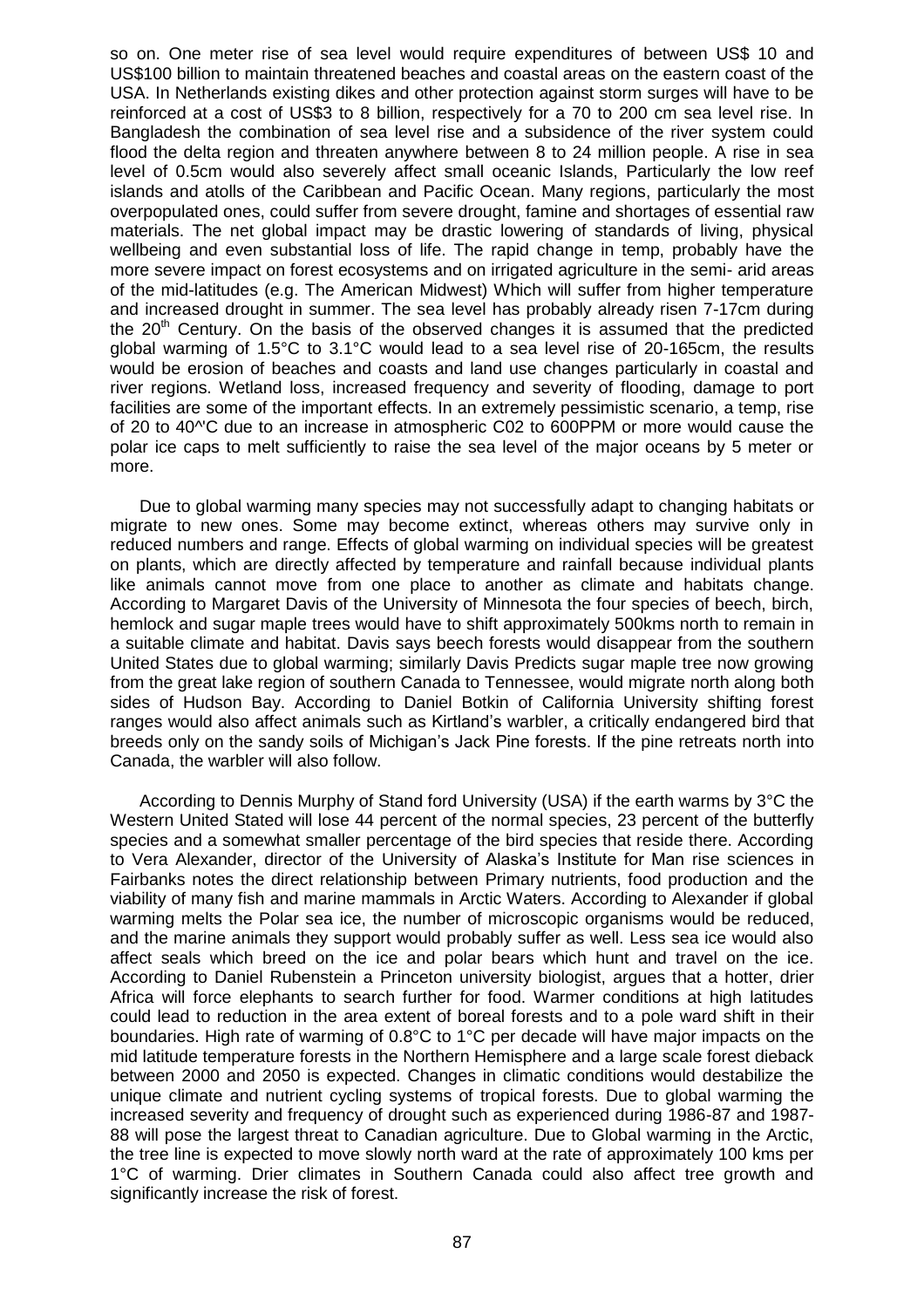so on. One meter rise of sea level would require expenditures of between US$ 10 and US$100 billion to maintain threatened beaches and coastal areas on the eastern coast of the USA. In Netherlands existing dikes and other protection against storm surges will have to be reinforced at a cost of US$3 to 8 billion, respectively for a 70 to 200 cm sea level rise. In Bangladesh the combination of sea level rise and a subsidence of the river system could flood the delta region and threaten anywhere between 8 to 24 million people. A rise in sea level of 0.5cm would also severely affect small oceanic Islands, Particularly the low reef islands and atolls of the Caribbean and Pacific Ocean. Many regions, particularly the most overpopulated ones, could suffer from severe drought, famine and shortages of essential raw materials. The net global impact may be drastic lowering of standards of living, physical wellbeing and even substantial loss of life. The rapid change in temp, probably have the more severe impact on forest ecosystems and on irrigated agriculture in the semi- arid areas of the mid-latitudes (e.g. The American Midwest) Which will suffer from higher temperature and increased drought in summer. The sea level has probably already risen 7-17cm during the 20th Century. On the basis of the observed changes it is assumed that the predicted global warming of 1.5°C to 3.1°C would lead to a sea level rise of 20-165cm, the results would be erosion of beaches and coasts and land use changes particularly in coastal and river regions. Wetland loss, increased frequency and severity of flooding, damage to port facilities are some of the important effects. In an extremely pessimistic scenario, a temp, rise of 20 to 40^'C due to an increase in atmospheric C02 to 600PPM or more would cause the polar ice caps to melt sufficiently to raise the sea level of the major oceans by 5 meter or more.

Due to global warming many species may not successfully adapt to changing habitats or migrate to new ones. Some may become extinct, whereas others may survive only in reduced numbers and range. Effects of global warming on individual species will be greatest on plants, which are directly affected by temperature and rainfall because individual plants like animals cannot move from one place to another as climate and habitats change. According to Margaret Davis of the University of Minnesota the four species of beech, birch, hemlock and sugar maple trees would have to shift approximately 500kms north to remain in a suitable climate and habitat. Davis says beech forests would disappear from the southern United States due to global warming; similarly Davis Predicts sugar maple tree now growing from the great lake region of southern Canada to Tennessee, would migrate north along both sides of Hudson Bay. According to Daniel Botkin of California University shifting forest ranges would also affect animals such as Kirtland's warbler, a critically endangered bird that breeds only on the sandy soils of Michigan's Jack Pine forests. If the pine retreats north into Canada, the warbler will also follow.

According to Dennis Murphy of Stand ford University (USA) if the earth warms by 3°C the Western United Stated will lose 44 percent of the normal species, 23 percent of the butterfly species and a somewhat smaller percentage of the bird species that reside there. According to Vera Alexander, director of the University of Alaska's Institute for Man rise sciences in Fairbanks notes the direct relationship between Primary nutrients, food production and the viability of many fish and marine mammals in Arctic Waters. According to Alexander if global warming melts the Polar sea ice, the number of microscopic organisms would be reduced, and the marine animals they support would probably suffer as well. Less sea ice would also affect seals which breed on the ice and polar bears which hunt and travel on the ice. According to Daniel Rubenstein a Princeton university biologist, argues that a hotter, drier Africa will force elephants to search further for food. Warmer conditions at high latitudes could lead to reduction in the area extent of boreal forests and to a pole ward shift in their boundaries. High rate of warming of 0.8°C to 1°C per decade will have major impacts on the mid latitude temperature forests in the Northern Hemisphere and a large scale forest dieback between 2000 and 2050 is expected. Changes in climatic conditions would destabilize the unique climate and nutrient cycling systems of tropical forests. Due to global warming the increased severity and frequency of drought such as experienced during 1986-87 and 1987-88 will pose the largest threat to Canadian agriculture. Due to Global warming in the Arctic, the tree line is expected to move slowly north ward at the rate of approximately 100 kms per 1°C of warming. Drier climates in Southern Canada could also affect tree growth and significantly increase the risk of forest.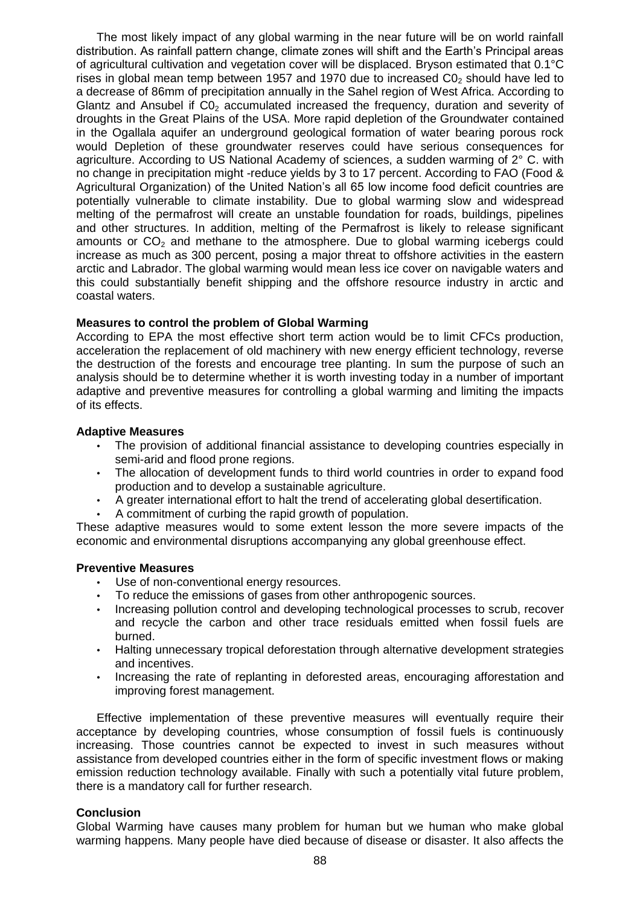The most likely impact of any global warming in the near future will be on world rainfall distribution. As rainfall pattern change, climate zones will shift and the Earth's Principal areas of agricultural cultivation and vegetation cover will be displaced. Bryson estimated that 0.1°C rises in global mean temp between 1957 and 1970 due to increased $C0_2$ should have led to a decrease of 86mm of precipitation annually in the Sahel region of West Africa. According to Glantz and Ansubel if $C0_2$ accumulated increased the frequency, duration and severity of droughts in the Great Plains of the USA. More rapid depletion of the Groundwater contained in the Ogallala aquifer an underground geological formation of water bearing porous rock would Depletion of these groundwater reserves could have serious consequences for agriculture. According to US National Academy of sciences, a sudden warming of 2° C. with no change in precipitation might -reduce yields by 3 to 17 percent. According to FAO (Food & Agricultural Organization) of the United Nation's all 65 low income food deficit countries are potentially vulnerable to climate instability. Due to global warming slow and widespread melting of the permafrost will create an unstable foundation for roads, buildings, pipelines and other structures. In addition, melting of the Permafrost is likely to release significant amounts or $CO_2$ and methane to the atmosphere. Due to global warming icebergs could increase as much as 300 percent, posing a major threat to offshore activities in the eastern arctic and Labrador. The global warming would mean less ice cover on navigable waters and this could substantially benefit shipping and the offshore resource industry in arctic and coastal waters.

**Measures to control the problem of Global Warming**

According to EPA the most effective short term action would be to limit CFCs production, acceleration the replacement of old machinery with new energy efficient technology, reverse the destruction of the forests and encourage tree planting. In sum the purpose of such an analysis should be to determine whether it is worth investing today in a number of important adaptive and preventive measures for controlling a global warming and limiting the impacts of its effects.

**Adaptive Measures**

- The provision of additional financial assistance to developing countries especially in semi-arid and flood prone regions.
- The allocation of development funds to third world countries in order to expand food production and to develop a sustainable agriculture.
- A greater international effort to halt the trend of accelerating global desertification.
- A commitment of curbing the rapid growth of population.

These adaptive measures would to some extent lesson the more severe impacts of the economic and environmental disruptions accompanying any global greenhouse effect.

**Preventive Measures**

- Use of non-conventional energy resources.
- To reduce the emissions of gases from other anthropogenic sources.
- Increasing pollution control and developing technological processes to scrub, recover and recycle the carbon and other trace residuals emitted when fossil fuels are burned.
- Halting unnecessary tropical deforestation through alternative development strategies and incentives.
- Increasing the rate of replanting in deforested areas, encouraging afforestation and improving forest management.

Effective implementation of these preventive measures will eventually require their acceptance by developing countries, whose consumption of fossil fuels is continuously increasing. Those countries cannot be expected to invest in such measures without assistance from developed countries either in the form of specific investment flows or making emission reduction technology available. Finally with such a potentially vital future problem, there is a mandatory call for further research.

**Conclusion**

Global Warming have causes many problem for human but we human who make global warming happens. Many people have died because of disease or disaster. It also affects the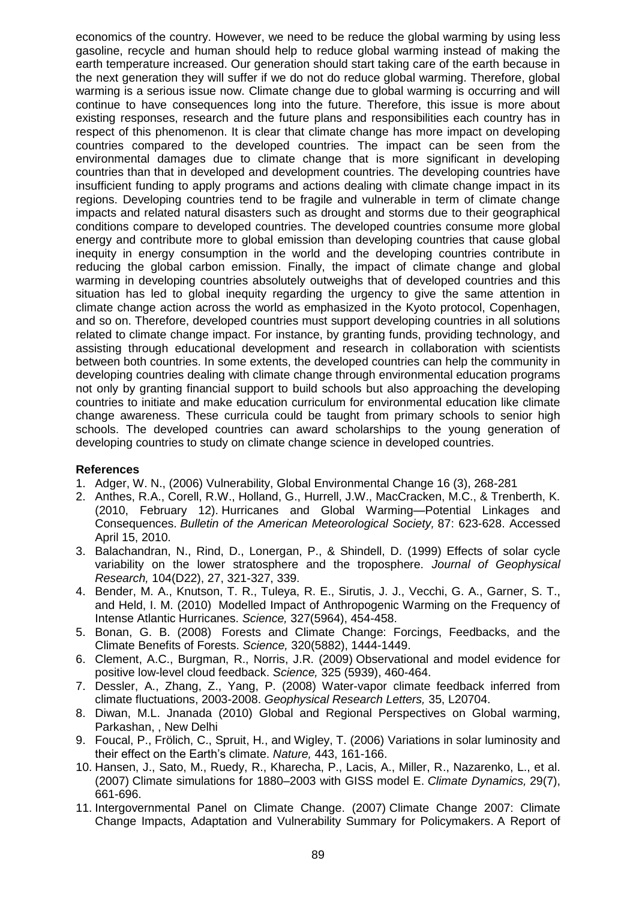economics of the country. However, we need to be reduce the global warming by using less gasoline, recycle and human should help to reduce global warming instead of making the earth temperature increased. Our generation should start taking care of the earth because in the next generation they will suffer if we do not do reduce global warming. Therefore, global warming is a serious issue now. Climate change due to global warming is occurring and will continue to have consequences long into the future. Therefore, this issue is more about existing responses, research and the future plans and responsibilities each country has in respect of this phenomenon. It is clear that climate change has more impact on developing countries compared to the developed countries. The impact can be seen from the environmental damages due to climate change that is more significant in developing countries than that in developed and development countries. The developing countries have insufficient funding to apply programs and actions dealing with climate change impact in its regions. Developing countries tend to be fragile and vulnerable in term of climate change impacts and related natural disasters such as drought and storms due to their geographical conditions compare to developed countries. The developed countries consume more global energy and contribute more to global emission than developing countries that cause global inequity in energy consumption in the world and the developing countries contribute in reducing the global carbon emission. Finally, the impact of climate change and global warming in developing countries absolutely outweighs that of developed countries and this situation has led to global inequity regarding the urgency to give the same attention in climate change action across the world as emphasized in the Kyoto protocol, Copenhagen, and so on. Therefore, developed countries must support developing countries in all solutions related to climate change impact. For instance, by granting funds, providing technology, and assisting through educational development and research in collaboration with scientists between both countries. In some extents, the developed countries can help the community in developing countries dealing with climate change through environmental education programs not only by granting financial support to build schools but also approaching the developing countries to initiate and make education curriculum for environmental education like climate change awareness. These curricula could be taught from primary schools to senior high schools. The developed countries can award scholarships to the young generation of developing countries to study on climate change science in developed countries.

**References**

1. Adger, W. N., (2006) Vulnerability, Global Environmental Change 16 (3), 268-281
2. Anthes, R.A., Corell, R.W., Holland, G., Hurrell, J.W., MacCracken, M.C., & Trenberth, K. (2010, February 12). Hurricanes and Global Warming—Potential Linkages and Consequences. *Bulletin of the American Meteorological Society,* 87: 623-628. Accessed April 15, 2010.
3. Balachandran, N., Rind, D., Lonergan, P., & Shindell, D. (1999) Effects of solar cycle variability on the lower stratosphere and the troposphere. *Journal of Geophysical Research,* 104(D22), 27, 321-327, 339.
4. Bender, M. A., Knutson, T. R., Tuleya, R. E., Sirutis, J. J., Vecchi, G. A., Garner, S. T., and Held, I. M. (2010) Modelled Impact of Anthropogenic Warming on the Frequency of Intense Atlantic Hurricanes. *Science,* 327(5964), 454-458.
5. Bonan, G. B. (2008) Forests and Climate Change: Forcings, Feedbacks, and the Climate Benefits of Forests. *Science,* 320(5882), 1444-1449.
6. Clement, A.C., Burgman, R., Norris, J.R. (2009) Observational and model evidence for positive low-level cloud feedback. *Science,* 325 (5939), 460-464.
7. Dessler, A., Zhang, Z., Yang, P. (2008) Water-vapor climate feedback inferred from climate fluctuations, 2003-2008. *Geophysical Research Letters,* 35, L20704.
8. Diwan, M.L. Jnanada (2010) Global and Regional Perspectives on Global warming, Parkashan, , New Delhi
9. Foucal, P., Frölich, C., Spruit, H., and Wigley, T. (2006) Variations in solar luminosity and their effect on the Earth's climate. *Nature,* 443, 161-166.
10. Hansen, J., Sato, M., Ruedy, R., Kharecha, P., Lacis, A., Miller, R., Nazarenko, L., et al. (2007) Climate simulations for 1880–2003 with GISS model E. *Climate Dynamics,* 29(7), 661-696.
11. Intergovernmental Panel on Climate Change. (2007) Climate Change 2007: Climate Change Impacts, Adaptation and Vulnerability Summary for Policymakers. A Report of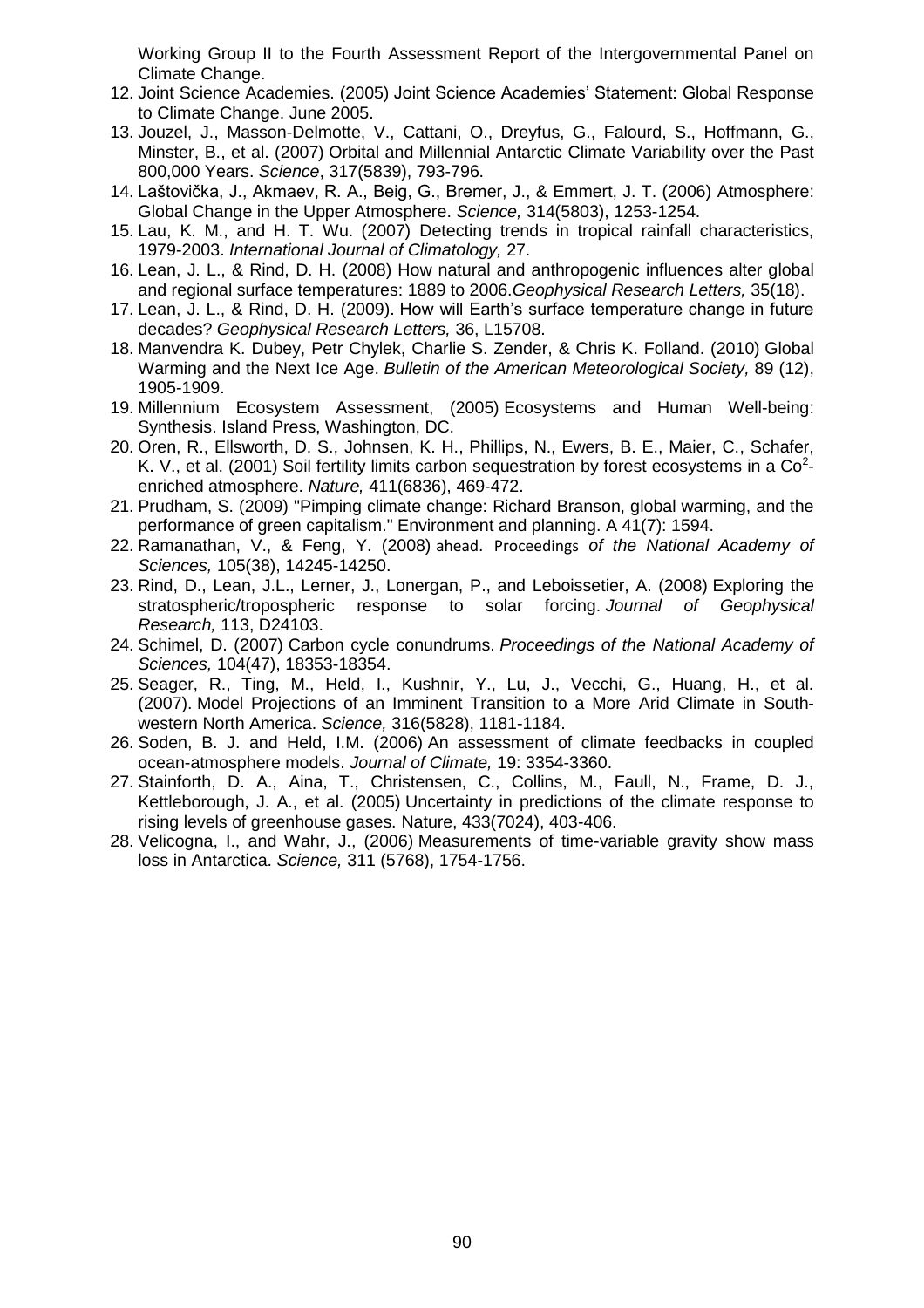Working Group II to the Fourth Assessment Report of the Intergovernmental Panel on Climate Change.

12. Joint Science Academies. (2005) Joint Science Academies' Statement: Global Response to Climate Change. June 2005.
13. Jouzel, J., Masson-Delmotte, V., Cattani, O., Dreyfus, G., Falourd, S., Hoffmann, G., Minster, B., et al. (2007) Orbital and Millennial Antarctic Climate Variability over the Past 800,000 Years. *Science*, 317(5839), 793-796.
14. Laštovička, J., Akmaev, R. A., Beig, G., Bremer, J., & Emmert, J. T. (2006) Atmosphere: Global Change in the Upper Atmosphere. *Science,* 314(5803), 1253-1254.
15. Lau, K. M., and H. T. Wu. (2007) Detecting trends in tropical rainfall characteristics, 1979-2003. *International Journal of Climatology,* 27.
16. Lean, J. L., & Rind, D. H. (2008) How natural and anthropogenic influences alter global and regional surface temperatures: 1889 to 2006.*Geophysical Research Letters,* 35(18).
17. Lean, J. L., & Rind, D. H. (2009). How will Earth's surface temperature change in future decades? *Geophysical Research Letters,* 36, L15708.
18. Manvendra K. Dubey, Petr Chylek, Charlie S. Zender, & Chris K. Folland. (2010) Global Warming and the Next Ice Age. *Bulletin of the American Meteorological Society,* 89 (12), 1905-1909.
19. Millennium Ecosystem Assessment, (2005) Ecosystems and Human Well-being: Synthesis. Island Press, Washington, DC.
20. Oren, R., Ellsworth, D. S., Johnsen, K. H., Phillips, N., Ewers, B. E., Maier, C., Schafer, K. V., et al. (2001) Soil fertility limits carbon sequestration by forest ecosystems in a $Co^2$-enriched atmosphere. *Nature,* 411(6836), 469-472.
21. Prudham, S. (2009) "Pimping climate change: Richard Branson, global warming, and the performance of green capitalism." Environment and planning. A 41(7): 1594.
22. Ramanathan, V., & Feng, Y. (2008) ahead. Proceedings *of the National Academy of Sciences,* 105(38), 14245-14250.
23. Rind, D., Lean, J.L., Lerner, J., Lonergan, P., and Leboissetier, A. (2008) Exploring the stratospheric/tropospheric response to solar forcing. *Journal of Geophysical Research,* 113, D24103.
24. Schimel, D. (2007) Carbon cycle conundrums. *Proceedings of the National Academy of Sciences,* 104(47), 18353-18354.
25. Seager, R., Ting, M., Held, I., Kushnir, Y., Lu, J., Vecchi, G., Huang, H., et al. (2007). Model Projections of an Imminent Transition to a More Arid Climate in South-western North America. *Science,* 316(5828), 1181-1184.
26. Soden, B. J. and Held, I.M. (2006) An assessment of climate feedbacks in coupled ocean-atmosphere models. *Journal of Climate,* 19: 3354-3360.
27. Stainforth, D. A., Aina, T., Christensen, C., Collins, M., Faull, N., Frame, D. J., Kettleborough, J. A., et al. (2005) Uncertainty in predictions of the climate response to rising levels of greenhouse gases. Nature, 433(7024), 403-406.
28. Velicogna, I., and Wahr, J., (2006) Measurements of time-variable gravity show mass loss in Antarctica. *Science,* 311 (5768), 1754-1756.